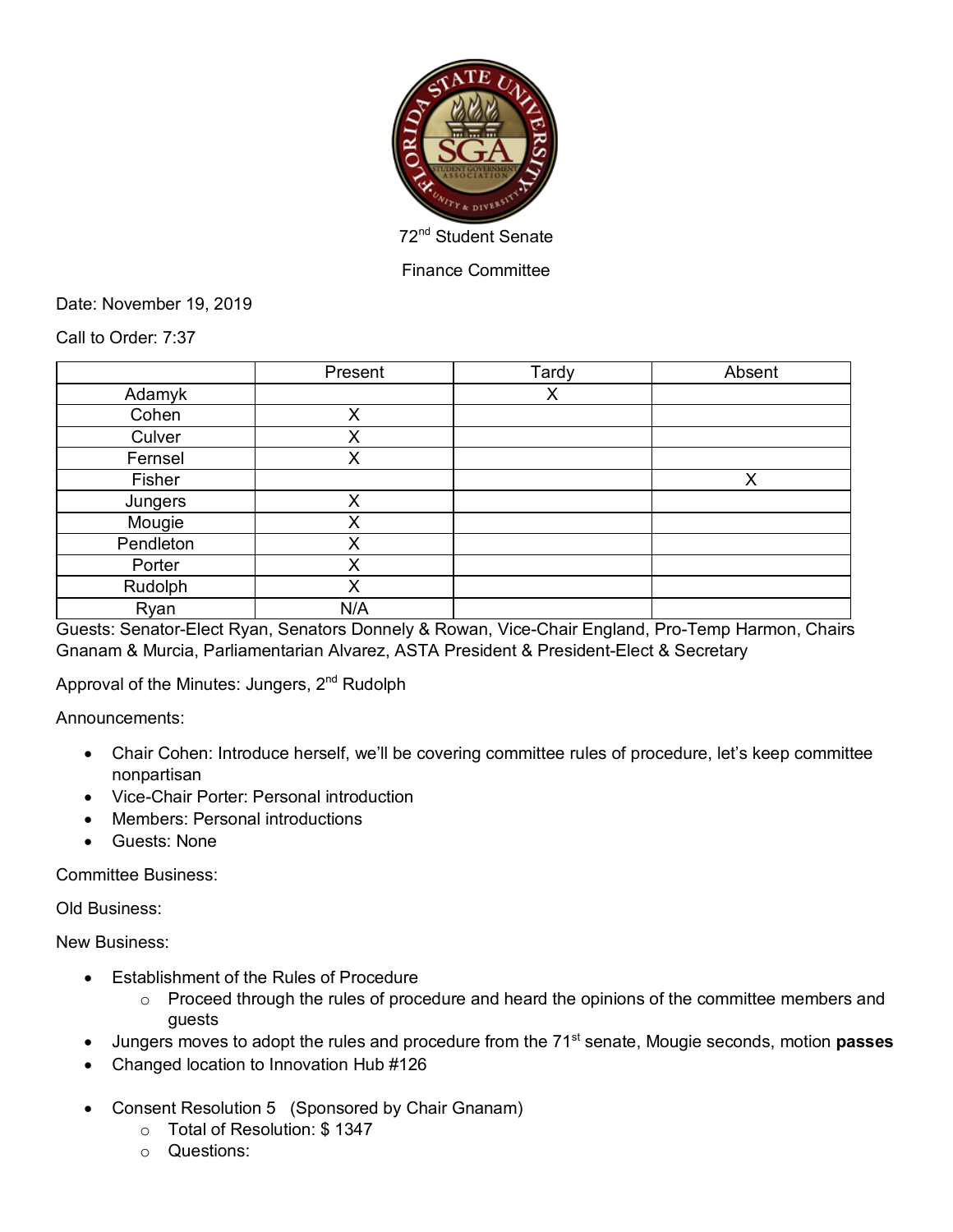72nd Student Senate

Finance Committee

Date: November 19, 2019

Call to Order: 7:37

| | Present | Tardy | Absent |
|---|---|---|---|
| Adamyk | | X | |
| Cohen | X | | |
| Culver | X | | |
| Fernsel | X | | |
| Fisher | | | X |
| Jungers | X | | |
| Mougie | X | | |
| Pendleton | X | | |
| Porter | X | | |
| Rudolph | X | | |
| Ryan | N/A | | |

Guests: Senator-Elect Ryan, Senators Donnely & Rowan, Vice-Chair England, Pro-Temp Harmon, Chairs Gnanam & Murcia, Parliamentarian Alvarez, ASTA President & President-Elect & Secretary

Approval of the Minutes: Jungers, 2nd Rudolph

Announcements:

- Chair Cohen: Introduce herself, we'll be covering committee rules of procedure, let's keep committee nonpartisan
- Vice-Chair Porter: Personal introduction
- Members: Personal introductions
- Guests: None

Committee Business:

Old Business:

New Business:

- Establishment of the Rules of Procedure
    - Proceed through the rules of procedure and heard the opinions of the committee members and guests
- Jungers moves to adopt the rules and procedure from the 71st senate, Mougie seconds, motion **passes**
- Changed location to Innovation Hub #126

- Consent Resolution 5 (Sponsored by Chair Gnanam)
    - Total of Resolution: $ 1347
    - Questions: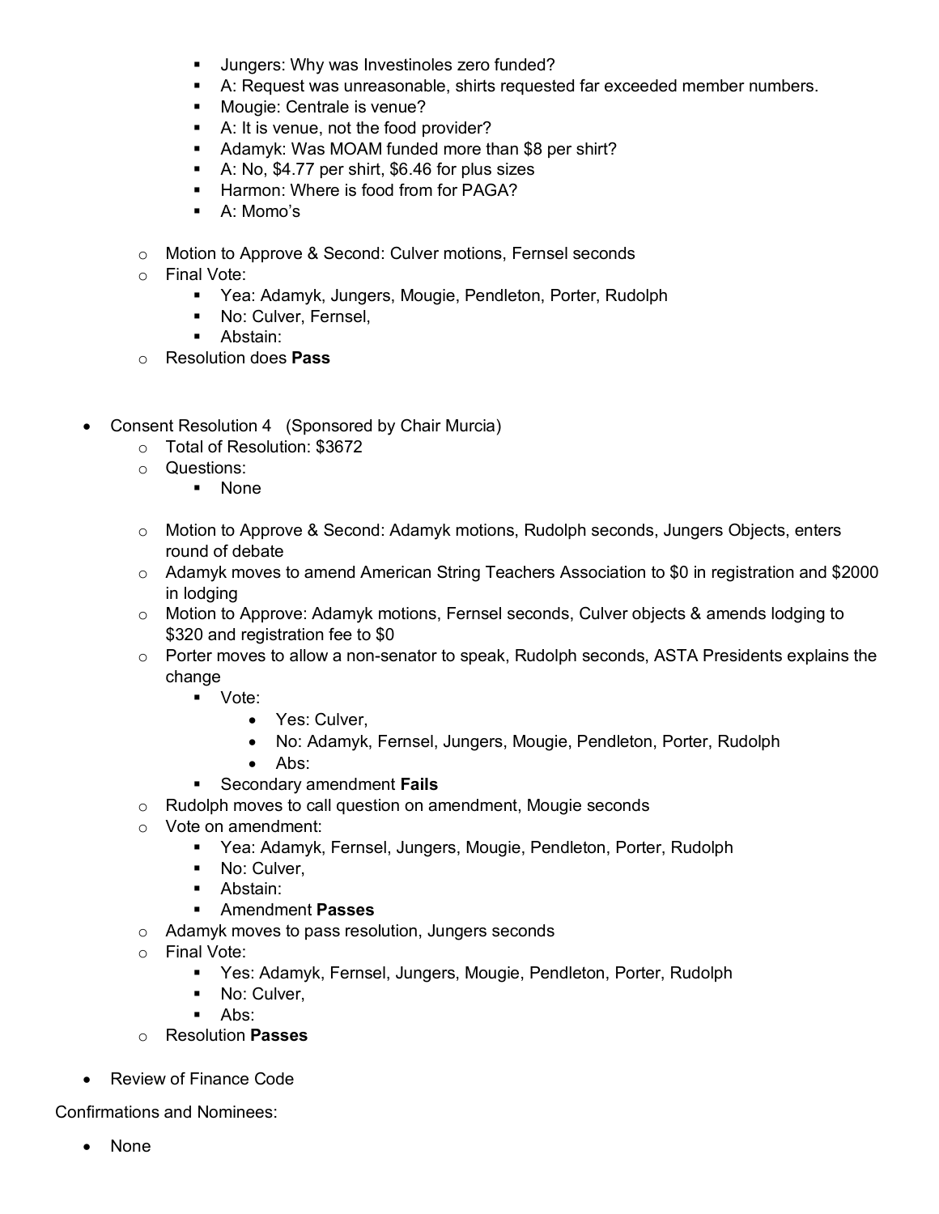- Jungers: Why was Investinoles zero funded?
    - A: Request was unreasonable, shirts requested far exceeded member numbers.
    - Mougie: Centrale is venue?
    - A: It is venue, not the food provider?
    - Adamyk: Was MOAM funded more than $8 per shirt?
    - A: No, $4.77 per shirt, $6.46 for plus sizes
    - Harmon: Where is food from for PAGA?
    - A: Momo's
  - Motion to Approve & Second: Culver motions, Fernsel seconds
  - Final Vote:
    - Yea: Adamyk, Jungers, Mougie, Pendleton, Porter, Rudolph
    - No: Culver, Fernsel,
    - Abstain:
  - Resolution does **Pass**

- Consent Resolution 4 (Sponsored by Chair Murcia)
  - Total of Resolution: $3672
  - Questions:
    - None
  - Motion to Approve & Second: Adamyk motions, Rudolph seconds, Jungers Objects, enters round of debate
  - Adamyk moves to amend American String Teachers Association to $0 in registration and $2000 in lodging
  - Motion to Approve: Adamyk motions, Fernsel seconds, Culver objects & amends lodging to $320 and registration fee to $0
  - Porter moves to allow a non-senator to speak, Rudolph seconds, ASTA Presidents explains the change
    - Vote:
      - Yes: Culver,
      - No: Adamyk, Fernsel, Jungers, Mougie, Pendleton, Porter, Rudolph
      - Abs:
    - Secondary amendment **Fails**
  - Rudolph moves to call question on amendment, Mougie seconds
  - Vote on amendment:
    - Yea: Adamyk, Fernsel, Jungers, Mougie, Pendleton, Porter, Rudolph
    - No: Culver,
    - Abstain:
    - Amendment **Passes**
  - Adamyk moves to pass resolution, Jungers seconds
  - Final Vote:
    - Yes: Adamyk, Fernsel, Jungers, Mougie, Pendleton, Porter, Rudolph
    - No: Culver,
    - Abs:
  - Resolution **Passes**

- Review of Finance Code

Confirmations and Nominees:

- None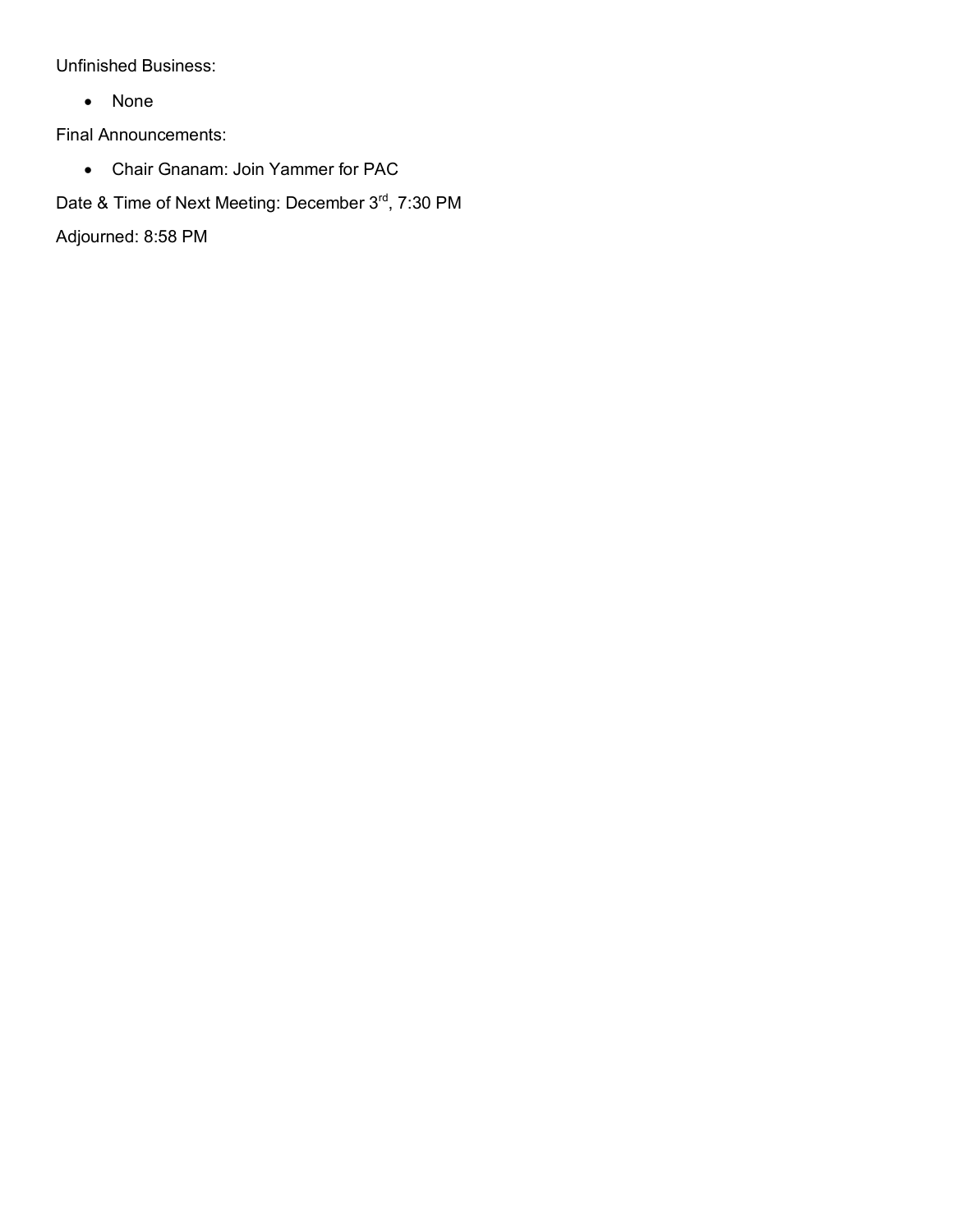Unfinished Business:

- None

Final Announcements:

- Chair Gnanam: Join Yammer for PAC

Date & Time of Next Meeting: December 3rd, 7:30 PM

Adjourned: 8:58 PM